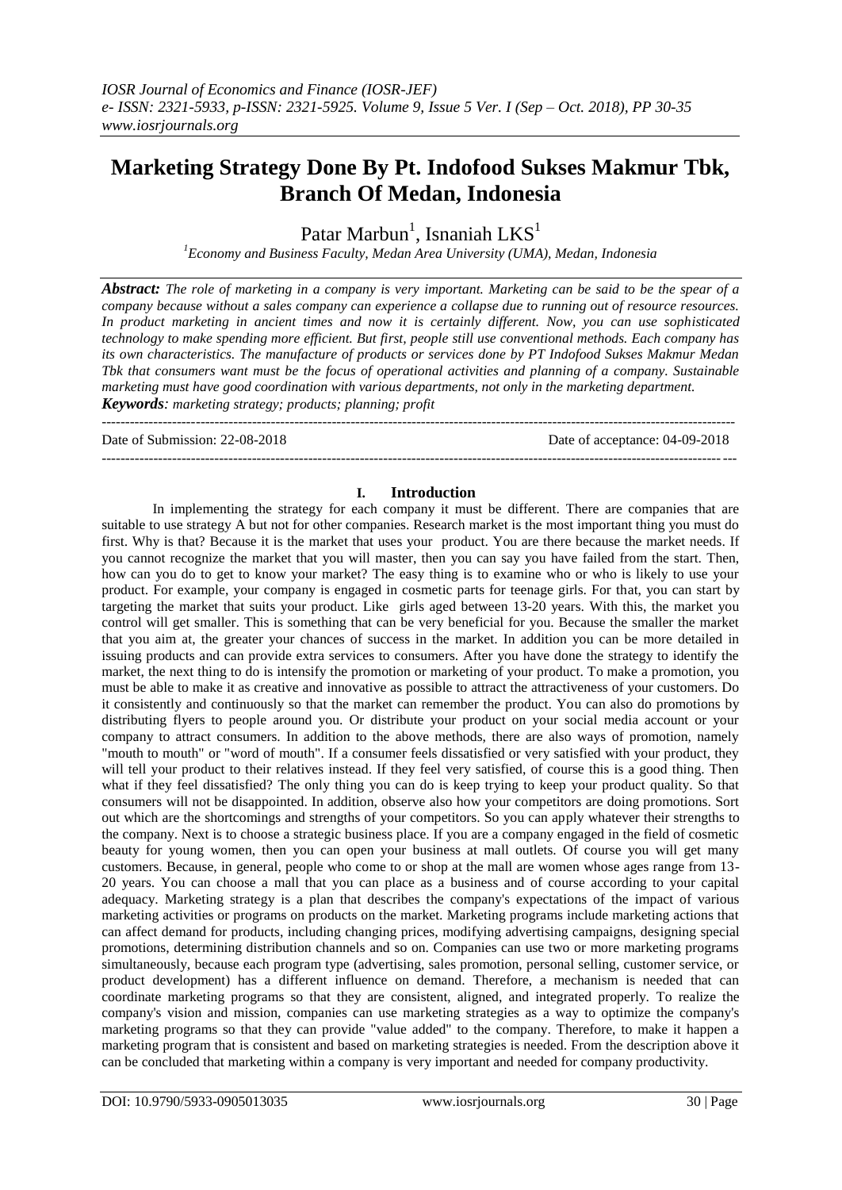# Marketing Strategy Done By Pt. Indofood Sukses Makmur Tbk, Branch Of Medan, Indonesia

Patar Marbun[1], Isnaniah LKS[1]

[1]*Economy and Business Faculty, Medan Area University (UMA), Medan, Indonesia*

***Abstract:*** *The role of marketing in a company is very important. Marketing can be said to be the spear of a company because without a sales company can experience a collapse due to running out of resource resources. In product marketing in ancient times and now it is certainly different. Now, you can use sophisticated technology to make spending more efficient. But first, people still use conventional methods. Each company has its own characteristics. The manufacture of products or services done by PT Indofood Sukses Makmur Medan Tbk that consumers want must be the focus of operational activities and planning of a company. Sustainable marketing must have good coordination with various departments, not only in the marketing department.*

***Keywords****: marketing strategy; products; planning; profit*

Date of Submission: 22-08-2018 Date of acceptance: 04-09-2018

## I. Introduction

In implementing the strategy for each company it must be different. There are companies that are suitable to use strategy A but not for other companies. Research market is the most important thing you must do first. Why is that? Because it is the market that uses your product. You are there because the market needs. If you cannot recognize the market that you will master, then you can say you have failed from the start. Then, how can you do to get to know your market? The easy thing is to examine who or who is likely to use your product. For example, your company is engaged in cosmetic parts for teenage girls. For that, you can start by targeting the market that suits your product. Like girls aged between 13-20 years. With this, the market you control will get smaller. This is something that can be very beneficial for you. Because the smaller the market that you aim at, the greater your chances of success in the market. In addition you can be more detailed in issuing products and can provide extra services to consumers. After you have done the strategy to identify the market, the next thing to do is intensify the promotion or marketing of your product. To make a promotion, you must be able to make it as creative and innovative as possible to attract the attractiveness of your customers. Do it consistently and continuously so that the market can remember the product. You can also do promotions by distributing flyers to people around you. Or distribute your product on your social media account or your company to attract consumers. In addition to the above methods, there are also ways of promotion, namely "mouth to mouth" or "word of mouth". If a consumer feels dissatisfied or very satisfied with your product, they will tell your product to their relatives instead. If they feel very satisfied, of course this is a good thing. Then what if they feel dissatisfied? The only thing you can do is keep trying to keep your product quality. So that consumers will not be disappointed. In addition, observe also how your competitors are doing promotions. Sort out which are the shortcomings and strengths of your competitors. So you can apply whatever their strengths to the company. Next is to choose a strategic business place. If you are a company engaged in the field of cosmetic beauty for young women, then you can open your business at mall outlets. Of course you will get many customers. Because, in general, people who come to or shop at the mall are women whose ages range from 13-20 years. You can choose a mall that you can place as a business and of course according to your capital adequacy. Marketing strategy is a plan that describes the company's expectations of the impact of various marketing activities or programs on products on the market. Marketing programs include marketing actions that can affect demand for products, including changing prices, modifying advertising campaigns, designing special promotions, determining distribution channels and so on. Companies can use two or more marketing programs simultaneously, because each program type (advertising, sales promotion, personal selling, customer service, or product development) has a different influence on demand. Therefore, a mechanism is needed that can coordinate marketing programs so that they are consistent, aligned, and integrated properly. To realize the company's vision and mission, companies can use marketing strategies as a way to optimize the company's marketing programs so that they can provide "value added" to the company. Therefore, to make it happen a marketing program that is consistent and based on marketing strategies is needed. From the description above it can be concluded that marketing within a company is very important and needed for company productivity.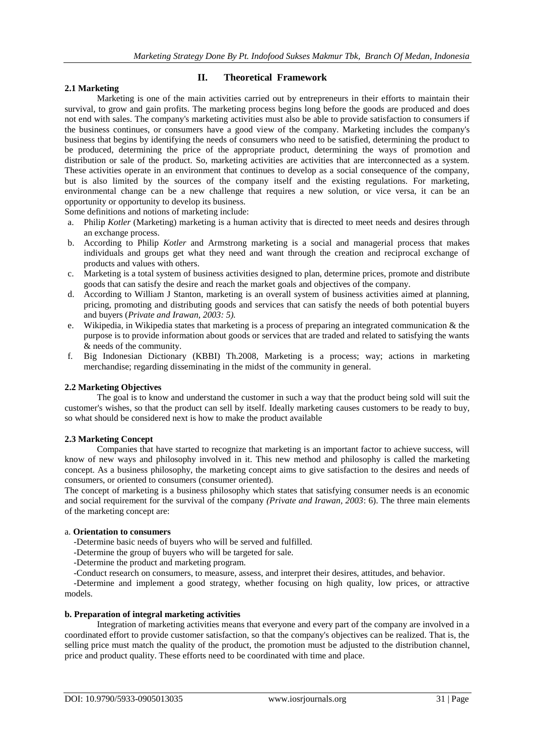## II. Theoretical Framework

### 2.1 Marketing

Marketing is one of the main activities carried out by entrepreneurs in their efforts to maintain their survival, to grow and gain profits. The marketing process begins long before the goods are produced and does not end with sales. The company's marketing activities must also be able to provide satisfaction to consumers if the business continues, or consumers have a good view of the company. Marketing includes the company's business that begins by identifying the needs of consumers who need to be satisfied, determining the product to be produced, determining the price of the appropriate product, determining the ways of promotion and distribution or sale of the product. So, marketing activities are activities that are interconnected as a system. These activities operate in an environment that continues to develop as a social consequence of the company, but is also limited by the sources of the company itself and the existing regulations. For marketing, environmental change can be a new challenge that requires a new solution, or vice versa, it can be an opportunity or opportunity to develop its business.

Some definitions and notions of marketing include:

a. Philip *Kotler* (Marketing) marketing is a human activity that is directed to meet needs and desires through an exchange process.
b. According to Philip *Kotler* and Armstrong marketing is a social and managerial process that makes individuals and groups get what they need and want through the creation and reciprocal exchange of products and values with others.
c. Marketing is a total system of business activities designed to plan, determine prices, promote and distribute goods that can satisfy the desire and reach the market goals and objectives of the company.
d. According to William J Stanton, marketing is an overall system of business activities aimed at planning, pricing, promoting and distributing goods and services that can satisfy the needs of both potential buyers and buyers (*Private and Irawan, 2003: 5).*
e. Wikipedia, in Wikipedia states that marketing is a process of preparing an integrated communication & the purpose is to provide information about goods or services that are traded and related to satisfying the wants & needs of the community.
f. Big Indonesian Dictionary (KBBI) Th.2008, Marketing is a process; way; actions in marketing merchandise; regarding disseminating in the midst of the community in general.

### 2.2 Marketing Objectives

The goal is to know and understand the customer in such a way that the product being sold will suit the customer's wishes, so that the product can sell by itself. Ideally marketing causes customers to be ready to buy, so what should be considered next is how to make the product available

### 2.3 Marketing Concept

Companies that have started to recognize that marketing is an important factor to achieve success, will know of new ways and philosophy involved in it. This new method and philosophy is called the marketing concept. As a business philosophy, the marketing concept aims to give satisfaction to the desires and needs of consumers, or oriented to consumers (consumer oriented).

The concept of marketing is a business philosophy which states that satisfying consumer needs is an economic and social requirement for the survival of the company *(Private and Irawan, 2003*: 6). The three main elements of the marketing concept are:

a. **Orientation to consumers**

-Determine basic needs of buyers who will be served and fulfilled.

-Determine the group of buyers who will be targeted for sale.

-Determine the product and marketing program.

-Conduct research on consumers, to measure, assess, and interpret their desires, attitudes, and behavior.

-Determine and implement a good strategy, whether focusing on high quality, low prices, or attractive models.

**b. Preparation of integral marketing activities**

Integration of marketing activities means that everyone and every part of the company are involved in a coordinated effort to provide customer satisfaction, so that the company's objectives can be realized. That is, the selling price must match the quality of the product, the promotion must be adjusted to the distribution channel, price and product quality. These efforts need to be coordinated with time and place.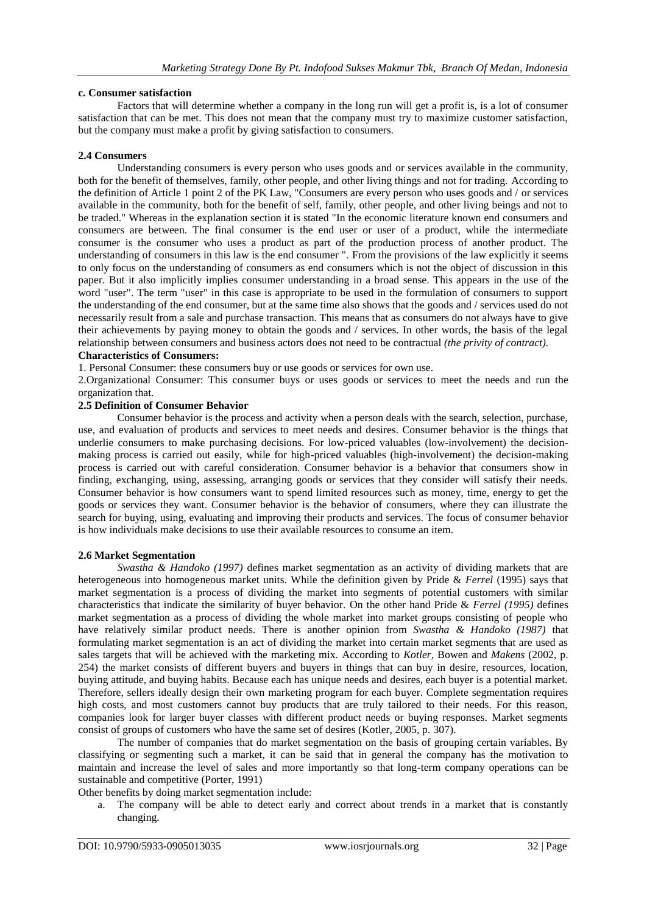**c. Consumer satisfaction**

Factors that will determine whether a company in the long run will get a profit is, is a lot of consumer satisfaction that can be met. This does not mean that the company must try to maximize customer satisfaction, but the company must make a profit by giving satisfaction to consumers.

### 2.4 Consumers

Understanding consumers is every person who uses goods and or services available in the community, both for the benefit of themselves, family, other people, and other living things and not for trading. According to the definition of Article 1 point 2 of the PK Law, "Consumers are every person who uses goods and / or services available in the community, both for the benefit of self, family, other people, and other living beings and not to be traded." Whereas in the explanation section it is stated "In the economic literature known end consumers and consumers are between. The final consumer is the end user or user of a product, while the intermediate consumer is the consumer who uses a product as part of the production process of another product. The understanding of consumers in this law is the end consumer ". From the provisions of the law explicitly it seems to only focus on the understanding of consumers as end consumers which is not the object of discussion in this paper. But it also implicitly implies consumer understanding in a broad sense. This appears in the use of the word "user". The term "user" in this case is appropriate to be used in the formulation of consumers to support the understanding of the end consumer, but at the same time also shows that the goods and / services used do not necessarily result from a sale and purchase transaction. This means that as consumers do not always have to give their achievements by paying money to obtain the goods and / services. In other words, the basis of the legal relationship between consumers and business actors does not need to be contractual *(the privity of contract).*

**Characteristics of Consumers:**

1. Personal Consumer: these consumers buy or use goods or services for own use.
2. Organizational Consumer: This consumer buys or uses goods or services to meet the needs and run the organization that.

### 2.5 Definition of Consumer Behavior

Consumer behavior is the process and activity when a person deals with the search, selection, purchase, use, and evaluation of products and services to meet needs and desires. Consumer behavior is the things that underlie consumers to make purchasing decisions. For low-priced valuables (low-involvement) the decision-making process is carried out easily, while for high-priced valuables (high-involvement) the decision-making process is carried out with careful consideration. Consumer behavior is a behavior that consumers show in finding, exchanging, using, assessing, arranging goods or services that they consider will satisfy their needs. Consumer behavior is how consumers want to spend limited resources such as money, time, energy to get the goods or services they want. Consumer behavior is the behavior of consumers, where they can illustrate the search for buying, using, evaluating and improving their products and services. The focus of consumer behavior is how individuals make decisions to use their available resources to consume an item.

### 2.6 Market Segmentation

*Swastha & Handoko (1997)* defines market segmentation as an activity of dividing markets that are heterogeneous into homogeneous market units. While the definition given by Pride & *Ferrel* (1995) says that market segmentation is a process of dividing the market into segments of potential customers with similar characteristics that indicate the similarity of buyer behavior. On the other hand Pride & *Ferrel (1995)* defines market segmentation as a process of dividing the whole market into market groups consisting of people who have relatively similar product needs. There is another opinion from *Swastha & Handoko (1987)* that formulating market segmentation is an act of dividing the market into certain market segments that are used as sales targets that will be achieved with the marketing mix. According to *Kotler,* Bowen and *Makens* (2002, p. 254) the market consists of different buyers and buyers in things that can buy in desire, resources, location, buying attitude, and buying habits. Because each has unique needs and desires, each buyer is a potential market. Therefore, sellers ideally design their own marketing program for each buyer. Complete segmentation requires high costs, and most customers cannot buy products that are truly tailored to their needs. For this reason, companies look for larger buyer classes with different product needs or buying responses. Market segments consist of groups of customers who have the same set of desires (Kotler, 2005, p. 307).

The number of companies that do market segmentation on the basis of grouping certain variables. By classifying or segmenting such a market, it can be said that in general the company has the motivation to maintain and increase the level of sales and more importantly so that long-term company operations can be sustainable and competitive (Porter, 1991)

Other benefits by doing market segmentation include:

a. The company will be able to detect early and correct about trends in a market that is constantly changing.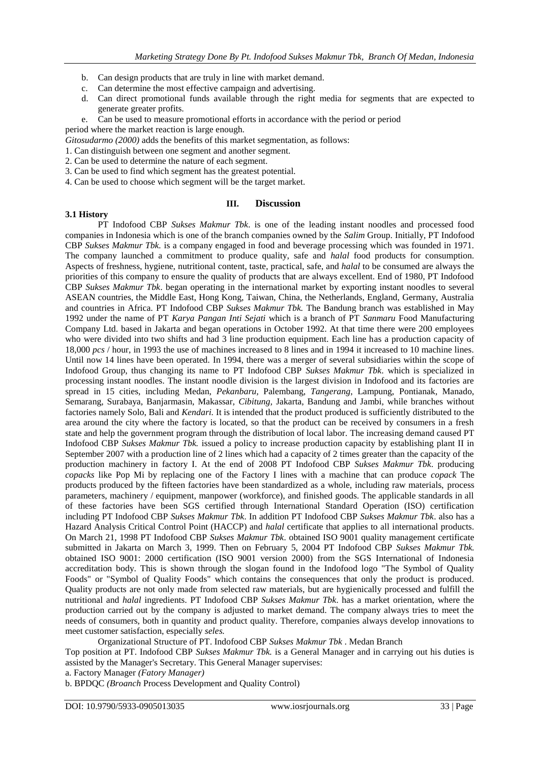b. Can design products that are truly in line with market demand.
c. Can determine the most effective campaign and advertising.
d. Can direct promotional funds available through the right media for segments that are expected to generate greater profits.
e. Can be used to measure promotional efforts in accordance with the period or period

period where the market reaction is large enough.

*Gitosudarmo (2000)* adds the benefits of this market segmentation, as follows:

1. Can distinguish between one segment and another segment.
2. Can be used to determine the nature of each segment.
3. Can be used to find which segment has the greatest potential.
4. Can be used to choose which segment will be the target market.

## III. Discussion

### 3.1 History

PT Indofood CBP *Sukses Makmur Tbk*. is one of the leading instant noodles and processed food companies in Indonesia which is one of the branch companies owned by the *Salim* Group. Initially, PT Indofood CBP *Sukses Makmur Tbk.* is a company engaged in food and beverage processing which was founded in 1971. The company launched a commitment to produce quality, safe and *halal* food products for consumption. Aspects of freshness, hygiene, nutritional content, taste, practical, safe, and *halal* to be consumed are always the priorities of this company to ensure the quality of products that are always excellent. End of 1980, PT Indofood CBP *Sukses Makmur Tbk*. began operating in the international market by exporting instant noodles to several ASEAN countries, the Middle East, Hong Kong, Taiwan, China, the Netherlands, England, Germany, Australia and countries in Africa. PT Indofood CBP *Sukses Makmur Tbk.* The Bandung branch was established in May 1992 under the name of PT *Karya Pangan Inti Sejati* which is a branch of PT *Sanmaru* Food Manufacturing Company Ltd. based in Jakarta and began operations in October 1992. At that time there were 200 employees who were divided into two shifts and had 3 line production equipment. Each line has a production capacity of 18,000 *pcs* / hour, in 1993 the use of machines increased to 8 lines and in 1994 it increased to 10 machine lines. Until now 14 lines have been operated. In 1994, there was a merger of several subsidiaries within the scope of Indofood Group, thus changing its name to PT Indofood CBP *Sukses Makmur Tbk*. which is specialized in processing instant noodles. The instant noodle division is the largest division in Indofood and its factories are spread in 15 cities, including Medan, *Pekanbaru*, Palembang, *Tangerang*, Lampung, Pontianak, Manado, Semarang, Surabaya, Banjarmasin, Makassar, *Cibitung*, Jakarta, Bandung and Jambi, while branches without factories namely Solo, Bali and *Kendari.* It is intended that the product produced is sufficiently distributed to the area around the city where the factory is located, so that the product can be received by consumers in a fresh state and help the government program through the distribution of local labor. The increasing demand caused PT Indofood CBP *Sukses Makmur Tbk.* issued a policy to increase production capacity by establishing plant II in September 2007 with a production line of 2 lines which had a capacity of 2 times greater than the capacity of the production machinery in factory I. At the end of 2008 PT Indofood CBP *Sukses Makmur Tbk*. producing *copacks* like Pop Mi by replacing one of the Factory I lines with a machine that can produce *copack* The products produced by the fifteen factories have been standardized as a whole, including raw materials, process parameters, machinery / equipment, manpower (workforce), and finished goods. The applicable standards in all of these factories have been SGS certified through International Standard Operation (ISO) certification including PT Indofood CBP *Sukses Makmur Tbk*. In addition PT Indofood CBP *Sukses Makmur Tbk*. also has a Hazard Analysis Critical Control Point (HACCP) and *halal* certificate that applies to all international products. On March 21, 1998 PT Indofood CBP *Sukses Makmur Tbk*. obtained ISO 9001 quality management certificate submitted in Jakarta on March 3, 1999. Then on February 5, 2004 PT Indofood CBP *Sukses Makmur Tbk.* obtained ISO 9001: 2000 certification (ISO 9001 version 2000) from the SGS International of Indonesia accreditation body. This is shown through the slogan found in the Indofood logo "The Symbol of Quality Foods" or "Symbol of Quality Foods" which contains the consequences that only the product is produced. Quality products are not only made from selected raw materials, but are hygienically processed and fulfill the nutritional and *halal* ingredients. PT Indofood CBP *Sukses Makmur Tbk*. has a market orientation, where the production carried out by the company is adjusted to market demand. The company always tries to meet the needs of consumers, both in quantity and product quality. Therefore, companies always develop innovations to meet customer satisfaction, especially *seles.*

Organizational Structure of PT. Indofood CBP *Sukses Makmur Tbk* . Medan Branch

Top position at PT. Indofood CBP *Sukses Makmur Tbk.* is a General Manager and in carrying out his duties is assisted by the Manager's Secretary. This General Manager supervises:

a. Factory Manager *(Fatory Manager)*

b. BPDQC *(Broanch* Process Development and Quality Control)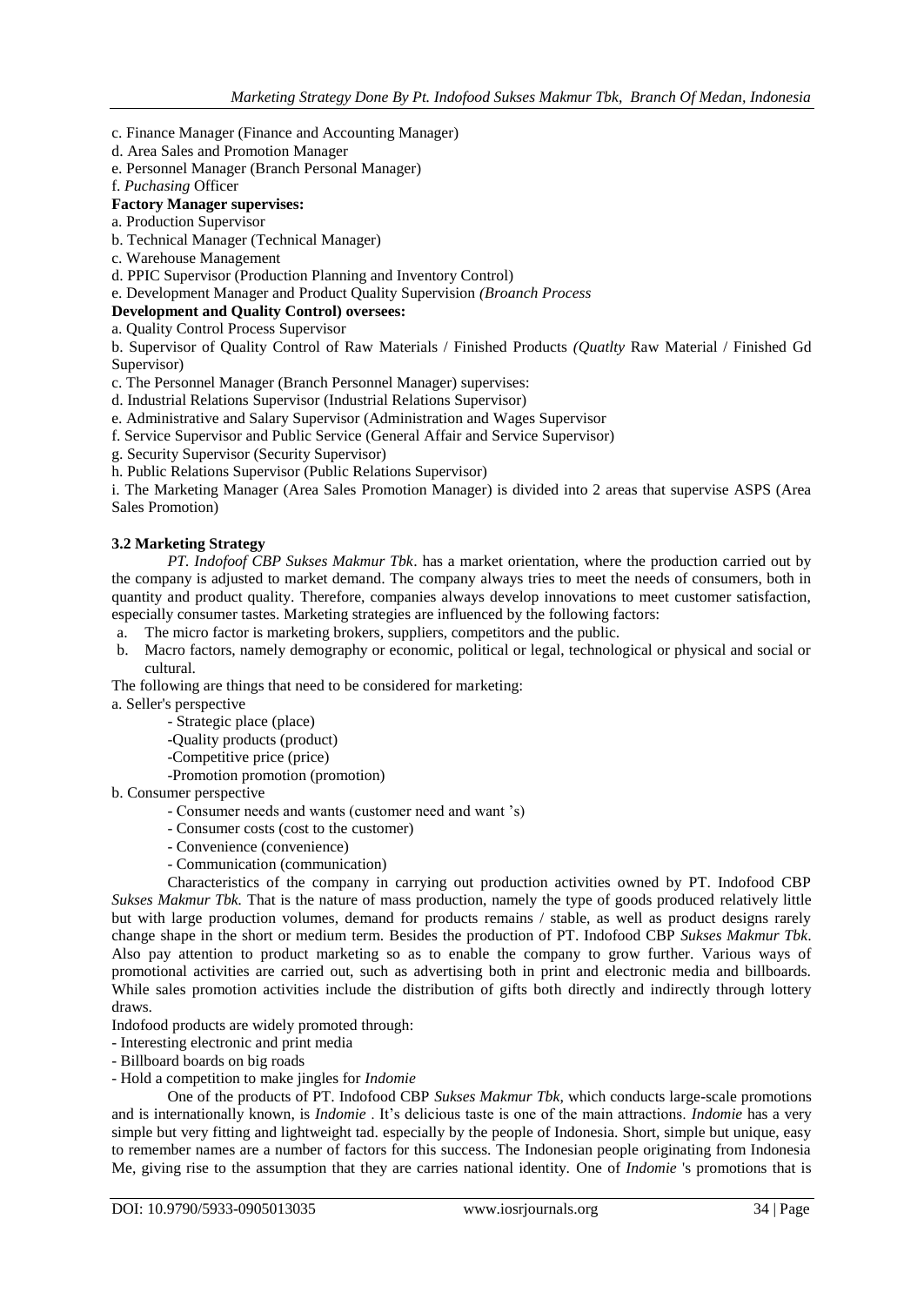c. Finance Manager (Finance and Accounting Manager)
d. Area Sales and Promotion Manager
e. Personnel Manager (Branch Personal Manager)
f. *Puchasing* Officer

**Factory Manager supervises:**

a. Production Supervisor
b. Technical Manager (Technical Manager)
c. Warehouse Management
d. PPIC Supervisor (Production Planning and Inventory Control)
e. Development Manager and Product Quality Supervision *(Broanch Process*

**Development and Quality Control) oversees:**

a. Quality Control Process Supervisor
b. Supervisor of Quality Control of Raw Materials / Finished Products *(Quatlty* Raw Material / Finished Gd Supervisor)
c. The Personnel Manager (Branch Personnel Manager) supervises:
d. Industrial Relations Supervisor (Industrial Relations Supervisor)
e. Administrative and Salary Supervisor (Administration and Wages Supervisor
f. Service Supervisor and Public Service (General Affair and Service Supervisor)
g. Security Supervisor (Security Supervisor)
h. Public Relations Supervisor (Public Relations Supervisor)
i. The Marketing Manager (Area Sales Promotion Manager) is divided into 2 areas that supervise ASPS (Area Sales Promotion)

### 3.2 Marketing Strategy

*PT. Indofoof CBP Sukses Makmur Tbk*. has a market orientation, where the production carried out by the company is adjusted to market demand. The company always tries to meet the needs of consumers, both in quantity and product quality. Therefore, companies always develop innovations to meet customer satisfaction, especially consumer tastes. Marketing strategies are influenced by the following factors:

a. The micro factor is marketing brokers, suppliers, competitors and the public.
b. Macro factors, namely demography or economic, political or legal, technological or physical and social or cultural.

The following are things that need to be considered for marketing:

a. Seller's perspective
 - Strategic place (place)
 - Quality products (product)
 - Competitive price (price)
 - Promotion promotion (promotion)

b. Consumer perspective
 - Consumer needs and wants (customer need and want 's)
 - Consumer costs (cost to the customer)
 - Convenience (convenience)
 - Communication (communication)

Characteristics of the company in carrying out production activities owned by PT. Indofood CBP *Sukses Makmur Tbk.* That is the nature of mass production, namely the type of goods produced relatively little but with large production volumes, demand for products remains / stable, as well as product designs rarely change shape in the short or medium term. Besides the production of PT. Indofood CBP *Sukses Makmur Tbk*. Also pay attention to product marketing so as to enable the company to grow further. Various ways of promotional activities are carried out, such as advertising both in print and electronic media and billboards. While sales promotion activities include the distribution of gifts both directly and indirectly through lottery draws.

Indofood products are widely promoted through:

- Interesting electronic and print media
- Billboard boards on big roads
- Hold a competition to make jingles for *Indomie*

One of the products of PT. Indofood CBP *Sukses Makmur Tbk*, which conducts large-scale promotions and is internationally known, is *Indomie* . It's delicious taste is one of the main attractions. *Indomie* has a very simple but very fitting and lightweight tad. especially by the people of Indonesia. Short, simple but unique, easy to remember names are a number of factors for this success. The Indonesian people originating from Indonesia Me, giving rise to the assumption that they are carries national identity. One of *Indomie* 's promotions that is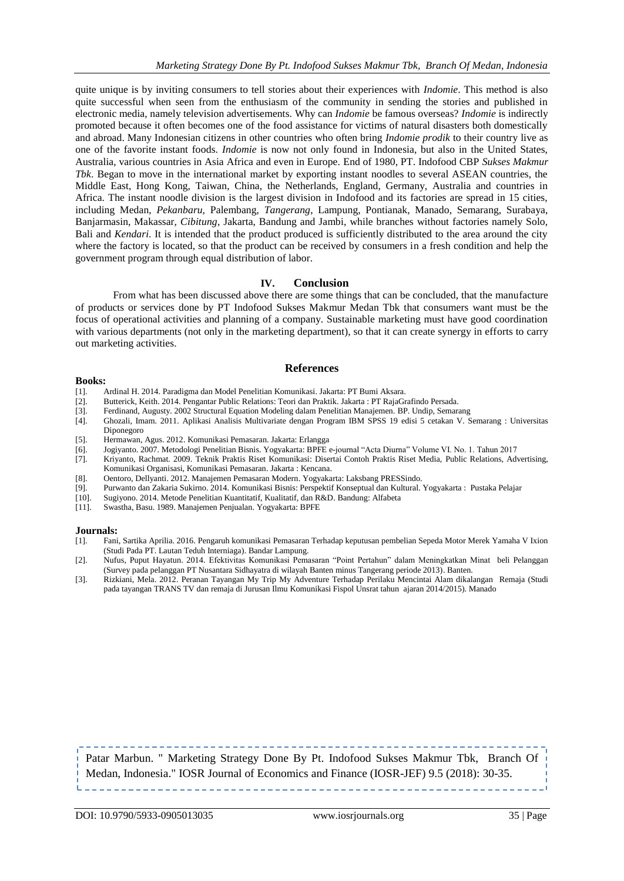quite unique is by inviting consumers to tell stories about their experiences with *Indomie*. This method is also quite successful when seen from the enthusiasm of the community in sending the stories and published in electronic media, namely television advertisements. Why can *Indomie* be famous overseas? *Indomie* is indirectly promoted because it often becomes one of the food assistance for victims of natural disasters both domestically and abroad. Many Indonesian citizens in other countries who often bring *Indomie prodik* to their country live as one of the favorite instant foods. *Indomie* is now not only found in Indonesia, but also in the United States, Australia, various countries in Asia Africa and even in Europe. End of 1980, PT. Indofood CBP *Sukses Makmur Tbk*. Began to move in the international market by exporting instant noodles to several ASEAN countries, the Middle East, Hong Kong, Taiwan, China, the Netherlands, England, Germany, Australia and countries in Africa. The instant noodle division is the largest division in Indofood and its factories are spread in 15 cities, including Medan, *Pekanbaru*, Palembang, *Tangerang*, Lampung, Pontianak, Manado, Semarang, Surabaya, Banjarmasin, Makassar, *Cibitung*, Jakarta, Bandung and Jambi, while branches without factories namely Solo, Bali and *Kendari*. It is intended that the product produced is sufficiently distributed to the area around the city where the factory is located, so that the product can be received by consumers in a fresh condition and help the government program through equal distribution of labor.

## IV. Conclusion

From what has been discussed above there are some things that can be concluded, that the manufacture of products or services done by PT Indofood Sukses Makmur Medan Tbk that consumers want must be the focus of operational activities and planning of a company. Sustainable marketing must have good coordination with various departments (not only in the marketing department), so that it can create synergy in efforts to carry out marketing activities.

## References

**Books:**

[1]. Ardinal H. 2014. Paradigma dan Model Penelitian Komunikasi. Jakarta: PT Bumi Aksara.
[2]. Butterick, Keith. 2014. Pengantar Public Relations: Teori dan Praktik. Jakarta : PT RajaGrafindo Persada.
[3]. Ferdinand, Augusty. 2002 Structural Equation Modeling dalam Penelitian Manajemen. BP. Undip, Semarang
[4]. Ghozali, Imam. 2011. Aplikasi Analisis Multivariate dengan Program IBM SPSS 19 edisi 5 cetakan V. Semarang : Universitas Diponegoro
[5]. Hermawan, Agus. 2012. Komunikasi Pemasaran. Jakarta: Erlangga
[6]. Jogiyanto. 2007. Metodologi Penelitian Bisnis. Yogyakarta: BPFE e-journal "Acta Diurna" Volume VI. No. 1. Tahun 2017
[7]. Kriyanto, Rachmat. 2009. Teknik Praktis Riset Komunikasi: Disertai Contoh Praktis Riset Media, Public Relations, Advertising, Komunikasi Organisasi, Komunikasi Pemasaran. Jakarta : Kencana.
[8]. Oentoro, Dellyanti. 2012. Manajemen Pemasaran Modern. Yogyakarta: Laksbang PRESSindo.
[9]. Purwanto dan Zakaria Sukirno. 2014. Komunikasi Bisnis: Perspektif Konseptual dan Kultural. Yogyakarta : Pustaka Pelajar
[10]. Sugiyono. 2014. Metode Penelitian Kuantitatif, Kualitatif, dan R&D. Bandung: Alfabeta
[11]. Swastha, Basu. 1989. Manajemen Penjualan. Yogyakarta: BPFE

**Journals:**

[1]. Fani, Sartika Aprilia. 2016. Pengaruh komunikasi Pemasaran Terhadap keputusan pembelian Sepeda Motor Merek Yamaha V Ixion (Studi Pada PT. Lautan Teduh Interniaga). Bandar Lampung.
[2]. Nufus, Puput Hayatun. 2014. Efektivitas Komunikasi Pemasaran "Point Pertahun" dalam Meningkatkan Minat beli Pelanggan (Survey pada pelanggan PT Nusantara Sidhayatra di wilayah Banten minus Tangerang periode 2013). Banten.
[3]. Rizkiani, Mela. 2012. Peranan Tayangan My Trip My Adventure Terhadap Perilaku Mencintai Alam dikalangan Remaja (Studi pada tayangan TRANS TV dan remaja di Jurusan Ilmu Komunikasi Fispol Unsrat tahun ajaran 2014/2015). Manado

Patar Marbun. " Marketing Strategy Done By Pt. Indofood Sukses Makmur Tbk, Branch Of Medan, Indonesia." IOSR Journal of Economics and Finance (IOSR-JEF) 9.5 (2018): 30-35.